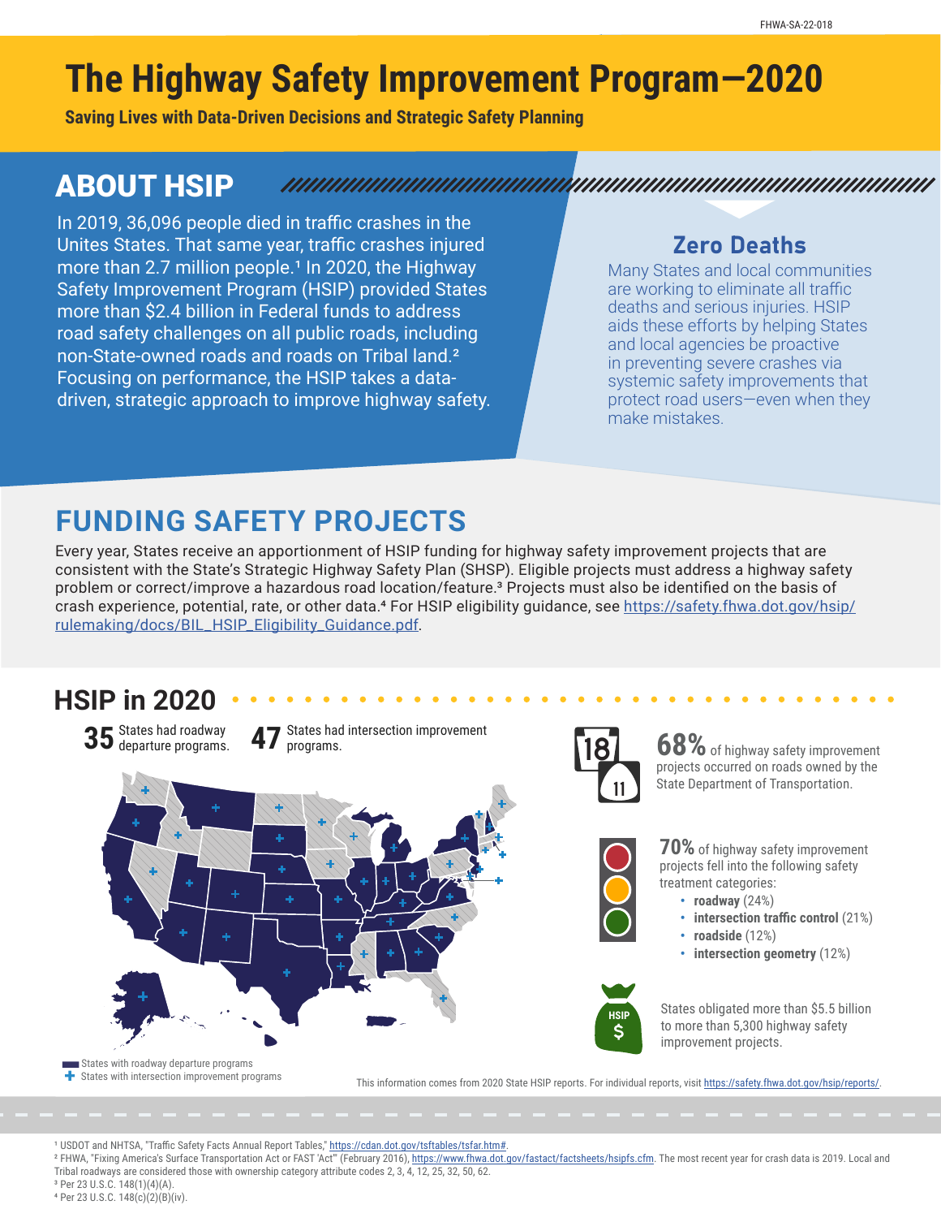FHWA-SA-22-018

# The Highway Safety Improvement Program—2020

**Saving Lives with Data-Driven Decisions and Strategic Safety Planning**

## ABOUT HSIP

In 2019, 36,096 people died in traffic crashes in the Unites States. That same year, traffic crashes injured more than 2.7 million people.[1] In 2020, the Highway Safety Improvement Program (HSIP) provided States more than $2.4 billion in Federal funds to address road safety challenges on all public roads, including non-State-owned roads and roads on Tribal land.[2] Focusing on performance, the HSIP takes a data-driven, strategic approach to improve highway safety.

### Zero Deaths

Many States and local communities are working to eliminate all traffic deaths and serious injuries. HSIP aids these efforts by helping States and local agencies be proactive in preventing severe crashes via systemic safety improvements that protect road users—even when they make mistakes.

## FUNDING SAFETY PROJECTS

Every year, States receive an apportionment of HSIP funding for highway safety improvement projects that are consistent with the State's Strategic Highway Safety Plan (SHSP). Eligible projects must address a highway safety problem or correct/improve a hazardous road location/feature.[3] Projects must also be identified on the basis of crash experience, potential, rate, or other data.[4] For HSIP eligibility guidance, see https://safety.fhwa.dot.gov/hsip/rulemaking/docs/BIL_HSIP_Eligibility_Guidance.pdf.

## HSIP in 2020

**35** States had roadway departure programs.

**47** States had intersection improvement programs.

- States with roadway departure programs
- States with intersection improvement programs

**68%** of highway safety improvement projects occurred on roads owned by the State Department of Transportation.

**70%** of highway safety improvement projects fell into the following safety treatment categories:

- **roadway** (24%)
- **intersection traffic control** (21%)
- **roadside** (12%)
- **intersection geometry** (12%)

States obligated more than $5.5 billion to more than 5,300 highway safety improvement projects.

This information comes from 2020 State HSIP reports. For individual reports, visit https://safety.fhwa.dot.gov/hsip/reports/.

[1] USDOT and NHTSA, "Traffic Safety Facts Annual Report Tables," https://cdan.dot.gov/tsftables/tsfar.htm#.

[2] FHWA, "Fixing America's Surface Transportation Act or FAST 'Act'" (February 2016), https://www.fhwa.dot.gov/fastact/factsheets/hsipfs.cfm. The most recent year for crash data is 2019. Local and Tribal roadways are considered those with ownership category attribute codes 2, 3, 4, 12, 25, 32, 50, 62.

[3] Per 23 U.S.C. 148(1)(4)(A).

[4] Per 23 U.S.C. 148(c)(2)(B)(iv).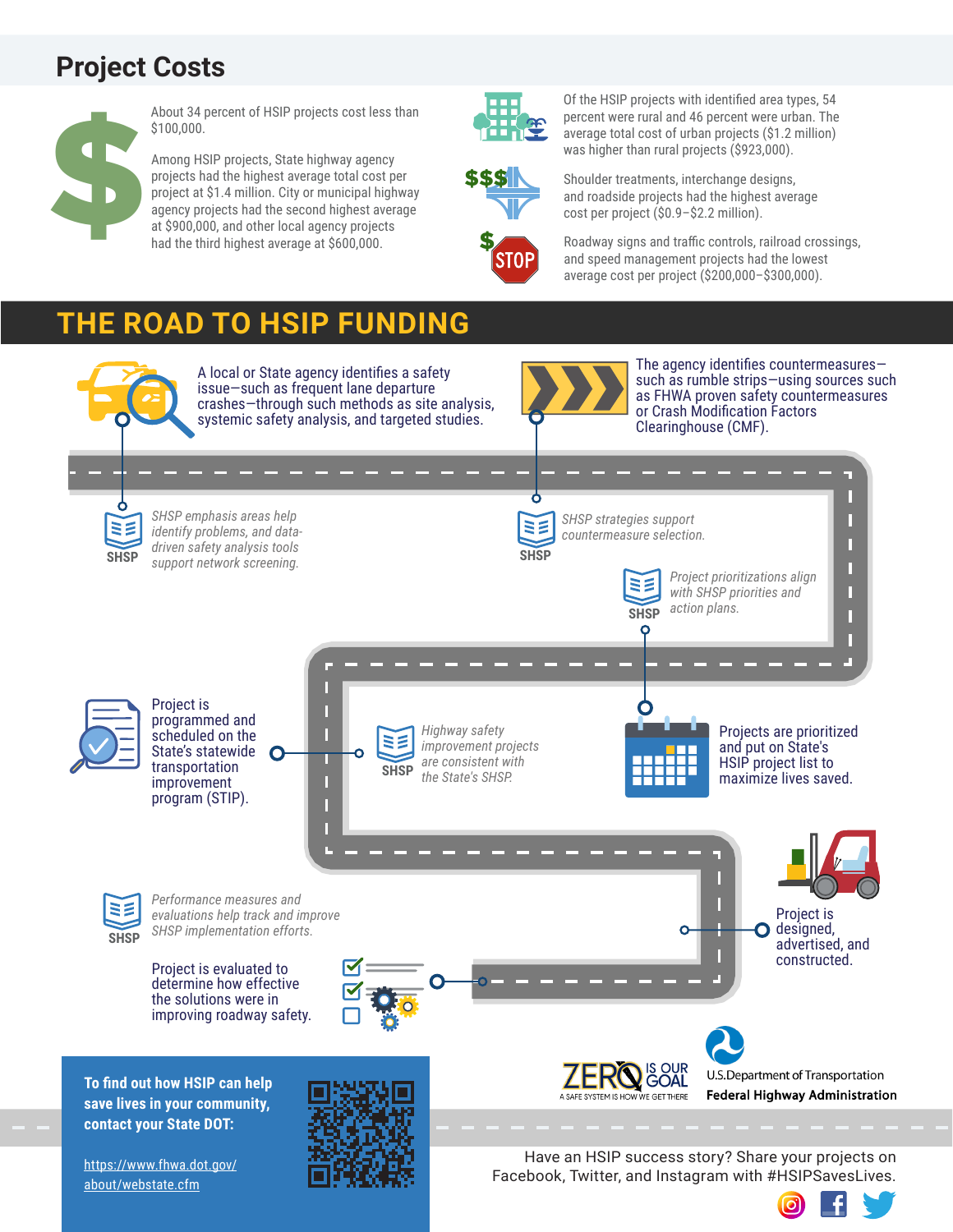## Project Costs

About 34 percent of HSIP projects cost less than $100,000.

Among HSIP projects, State highway agency projects had the highest average total cost per project at $1.4 million. City or municipal highway agency projects had the second highest average at $900,000, and other local agency projects had the third highest average at $600,000.

Of the HSIP projects with identified area types, 54 percent were rural and 46 percent were urban. The average total cost of urban projects ($1.2 million) was higher than rural projects ($923,000).

Shoulder treatments, interchange designs, and roadside projects had the highest average cost per project ($0.9–$2.2 million).

Roadway signs and traffic controls, railroad crossings, and speed management projects had the lowest average cost per project ($200,000–$300,000).

## THE ROAD TO HSIP FUNDING

A local or State agency identifies a safety issue—such as frequent lane departure crashes—through such methods as site analysis, systemic safety analysis, and targeted studies.

SHSP — *SHSP emphasis areas help identify problems, and data-driven safety analysis tools support network screening.*

The agency identifies countermeasures—such as rumble strips—using sources such as FHWA proven safety countermeasures or Crash Modification Factors Clearinghouse (CMF).

SHSP — *SHSP strategies support countermeasure selection.*

SHSP — *Project prioritizations align with SHSP priorities and action plans.*

Projects are prioritized and put on State's HSIP project list to maximize lives saved.

SHSP — *Highway safety improvement projects are consistent with the State's SHSP.*

Project is programmed and scheduled on the State's statewide transportation improvement program (STIP).

Project is designed, advertised, and constructed.

SHSP — *Performance measures and evaluations help track and improve SHSP implementation efforts.*

Project is evaluated to determine how effective the solutions were in improving roadway safety.

**To find out how HSIP can help save lives in your community, contact your State DOT:**

[https://www.fhwa.dot.gov/about/webstate.cfm](https://www.fhwa.dot.gov/about/webstate.cfm)

ZERO IS OUR GOAL — A SAFE SYSTEM IS HOW WE GET THERE

U.S. Department of Transportation
**Federal Highway Administration**

Have an HSIP success story? Share your projects on Facebook, Twitter, and Instagram with #HSIPSavesLives.